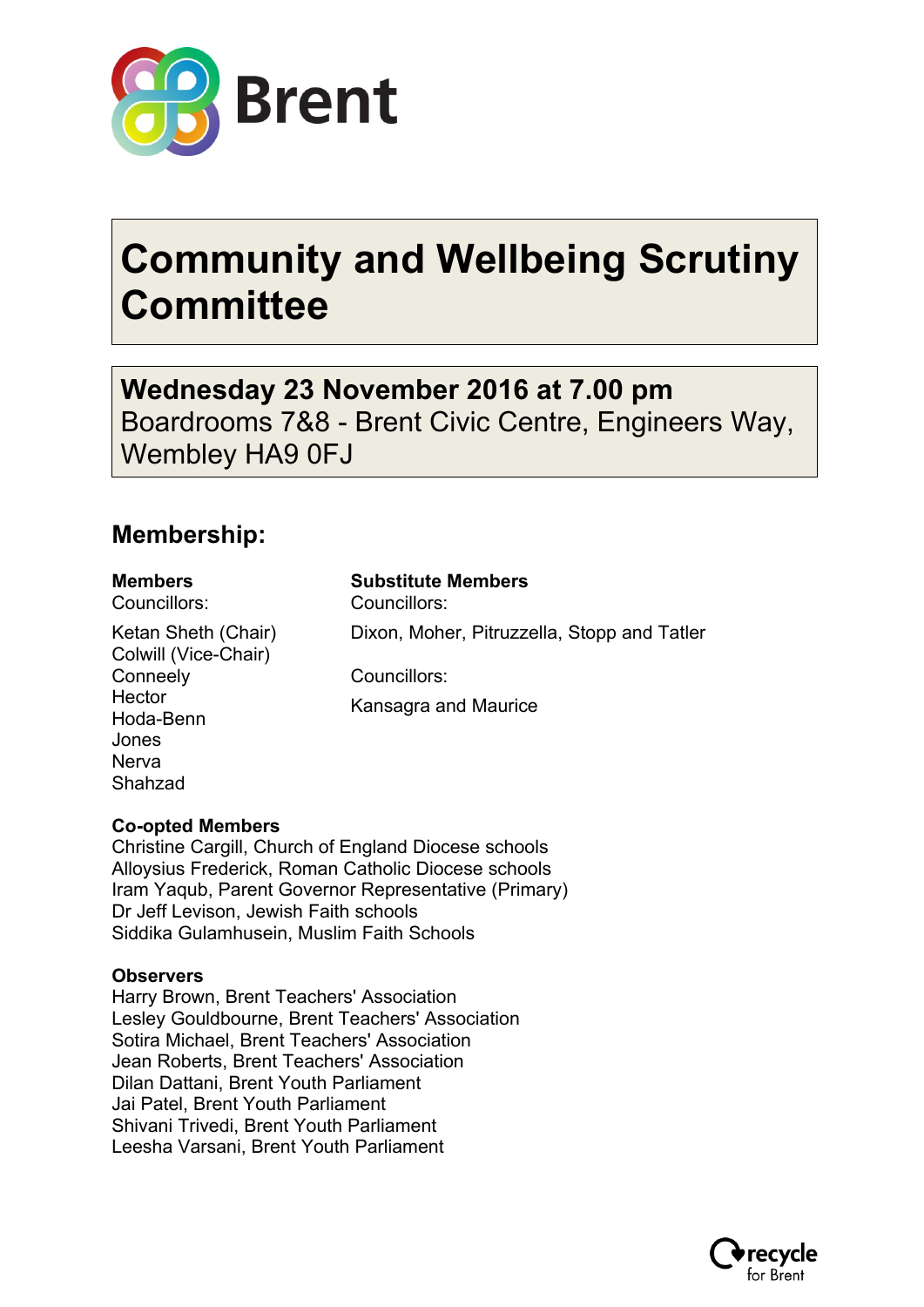Brent

# Community and Wellbeing Scrutiny Committee

**Wednesday 23 November 2016 at 7.00 pm**
Boardrooms 7&8 - Brent Civic Centre, Engineers Way, Wembley HA9 0FJ

## Membership:

**Members**
Councillors:

Ketan Sheth (Chair)
Colwill (Vice-Chair)
Conneely
Hector
Hoda-Benn
Jones
Nerva
Shahzad

**Substitute Members**
Councillors:

Dixon, Moher, Pitruzzella, Stopp and Tatler

Councillors:

Kansagra and Maurice

**Co-opted Members**
Christine Cargill, Church of England Diocese schools
Alloysius Frederick, Roman Catholic Diocese schools
Iram Yaqub, Parent Governor Representative (Primary)
Dr Jeff Levison, Jewish Faith schools
Siddika Gulamhusein, Muslim Faith Schools

**Observers**
Harry Brown, Brent Teachers' Association
Lesley Gouldbourne, Brent Teachers' Association
Sotira Michael, Brent Teachers' Association
Jean Roberts, Brent Teachers' Association
Dilan Dattani, Brent Youth Parliament
Jai Patel, Brent Youth Parliament
Shivani Trivedi, Brent Youth Parliament
Leesha Varsani, Brent Youth Parliament

recycle for Brent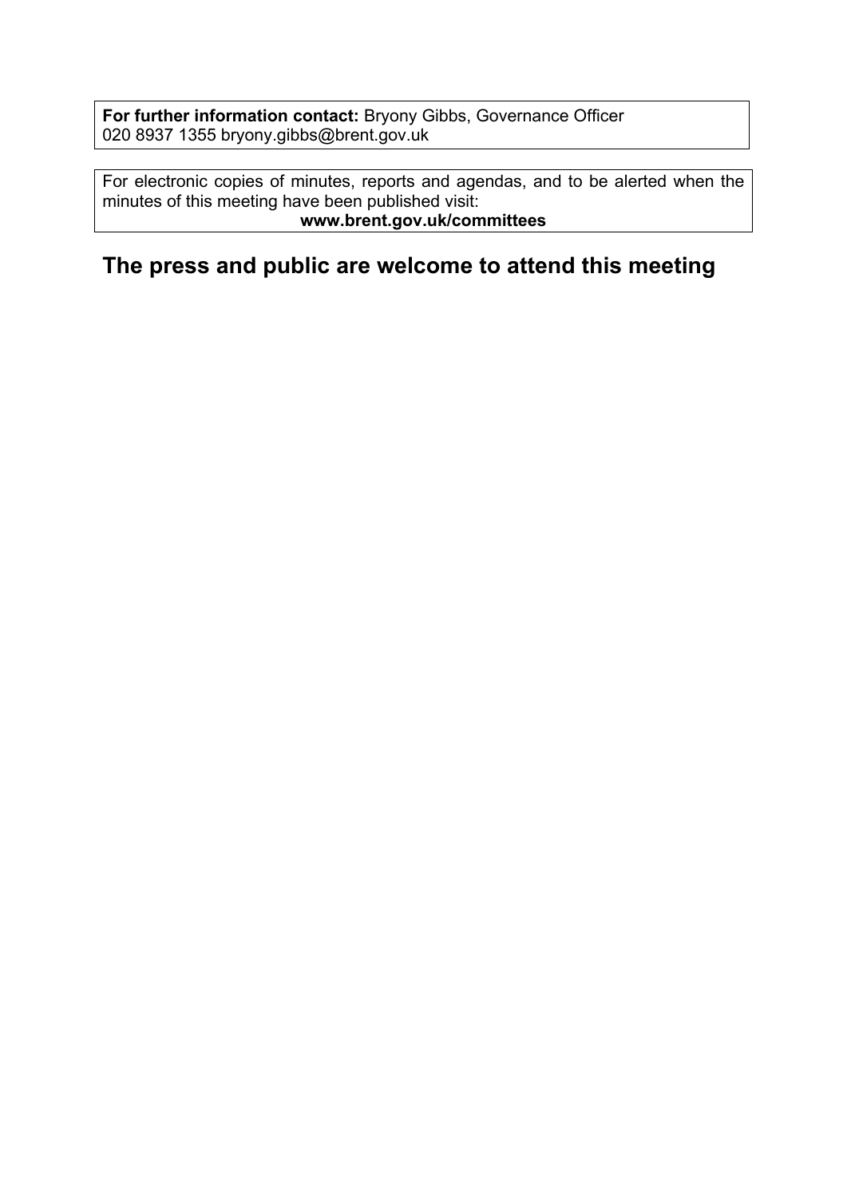**For further information contact:** Bryony Gibbs, Governance Officer
020 8937 1355 bryony.gibbs@brent.gov.uk

For electronic copies of minutes, reports and agendas, and to be alerted when the minutes of this meeting have been published visit:
**www.brent.gov.uk/committees**

## The press and public are welcome to attend this meeting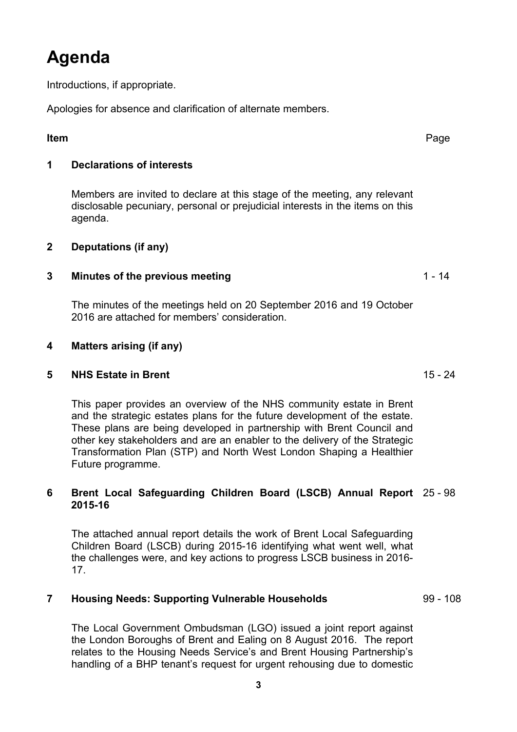# Agenda

Introductions, if appropriate.

Apologies for absence and clarification of alternate members.

| Item | | Page |
|---|---|---|
| **1** | **Declarations of interests**<br><br>Members are invited to declare at this stage of the meeting, any relevant disclosable pecuniary, personal or prejudicial interests in the items on this agenda. | |
| **2** | **Deputations (if any)** | |
| **3** | **Minutes of the previous meeting**<br><br>The minutes of the meetings held on 20 September 2016 and 19 October 2016 are attached for members' consideration. | 1 - 14 |
| **4** | **Matters arising (if any)** | |
| **5** | **NHS Estate in Brent**<br><br>This paper provides an overview of the NHS community estate in Brent and the strategic estates plans for the future development of the estate. These plans are being developed in partnership with Brent Council and other key stakeholders and are an enabler to the delivery of the Strategic Transformation Plan (STP) and North West London Shaping a Healthier Future programme. | 15 - 24 |
| **6** | **Brent Local Safeguarding Children Board (LSCB) Annual Report 2015-16**<br><br>The attached annual report details the work of Brent Local Safeguarding Children Board (LSCB) during 2015-16 identifying what went well, what the challenges were, and key actions to progress LSCB business in 2016-17. | 25 - 98 |
| **7** | **Housing Needs: Supporting Vulnerable Households**<br><br>The Local Government Ombudsman (LGO) issued a joint report against the London Boroughs of Brent and Ealing on 8 August 2016. The report relates to the Housing Needs Service's and Brent Housing Partnership's handling of a BHP tenant's request for urgent rehousing due to domestic | 99 - 108 |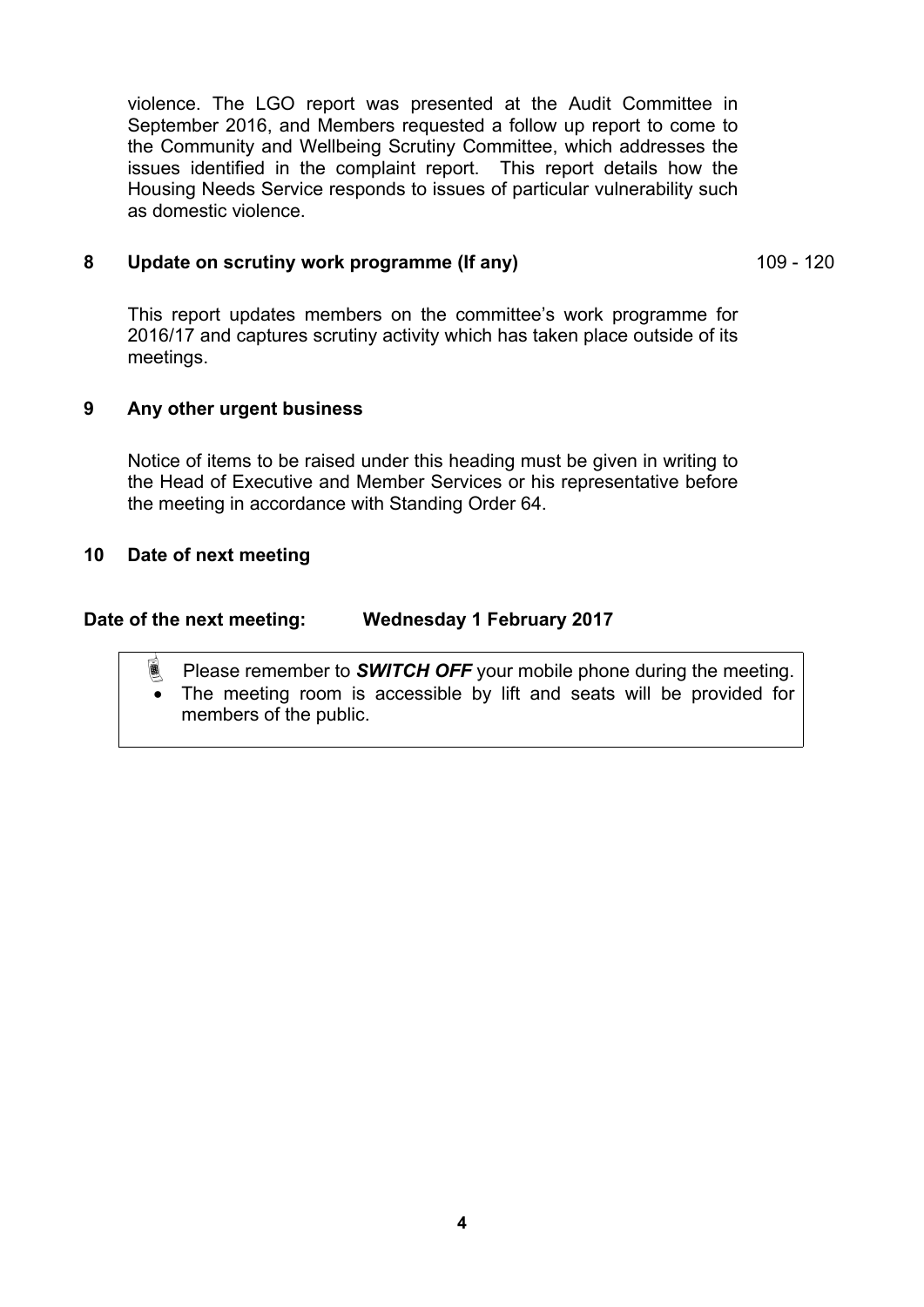violence. The LGO report was presented at the Audit Committee in September 2016, and Members requested a follow up report to come to the Community and Wellbeing Scrutiny Committee, which addresses the issues identified in the complaint report. This report details how the Housing Needs Service responds to issues of particular vulnerability such as domestic violence.

**8 Update on scrutiny work programme (If any)** 109 - 120

This report updates members on the committee's work programme for 2016/17 and captures scrutiny activity which has taken place outside of its meetings.

**9 Any other urgent business**

Notice of items to be raised under this heading must be given in writing to the Head of Executive and Member Services or his representative before the meeting in accordance with Standing Order 64.

**10 Date of next meeting**

**Date of the next meeting: Wednesday 1 February 2017**

- Please remember to ***SWITCH OFF*** your mobile phone during the meeting.
- The meeting room is accessible by lift and seats will be provided for members of the public.